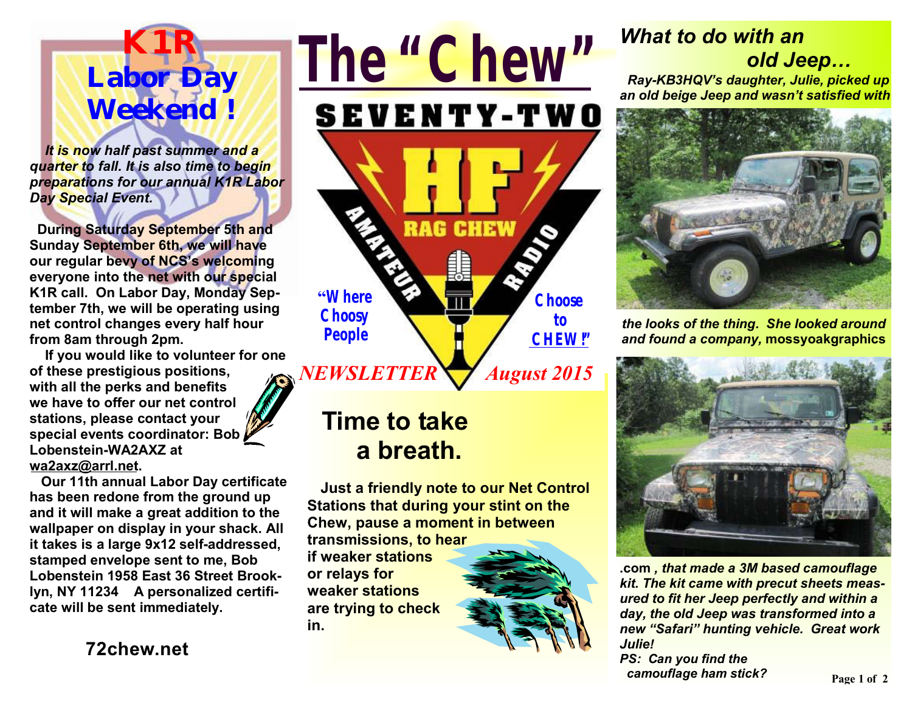# The "Chew"

SEVENTY-TWO

HF RAG CHEW AMATEUR RADIO

"Where Choosy People Choose to CHEW!"

*NEWSLETTER* *August 2015*

## K1R Labor Day Weekend !

***It is now half past summer and a quarter to fall. It is also time to begin preparations for our annual K1R Labor Day Special Event.***

**During Saturday September 5th and Sunday September 6th, we will have our regular bevy of NCS's welcoming everyone into the net with our special K1R call. On Labor Day, Monday September 7th, we will be operating using net control changes every half hour from 8am through 2pm.**

**If you would like to volunteer for one of these prestigious positions, with all the perks and benefits we have to offer our net control stations, please contact your special events coordinator: Bob Lobenstein-WA2AXZ at wa2axz@arrl.net.**

**Our 11th annual Labor Day certificate has been redone from the ground up and it will make a great addition to the wallpaper on display in your shack. All it takes is a large 9x12 self-addressed, stamped envelope sent to me, Bob Lobenstein 1958 East 36 Street Brooklyn, NY 11234 A personalized certificate will be sent immediately.**

**72chew.net**

## Time to take a breath.

**Just a friendly note to our Net Control Stations that during your stint on the Chew, pause a moment in between transmissions, to hear if weaker stations or relays for weaker stations are trying to check in.**

## *What to do with an old Jeep…*

***Ray-KB3HQV's daughter, Julie, picked up an old beige Jeep and wasn't satisfied with the looks of the thing. She looked around and found a company,* mossyoakgraphics *.com , that made a 3M based camouflage kit. The kit came with precut sheets measured to fit her Jeep perfectly and within a day, the old Jeep was transformed into a new "Safari" hunting vehicle. Great work Julie!***

***PS: Can you find the camouflage ham stick?***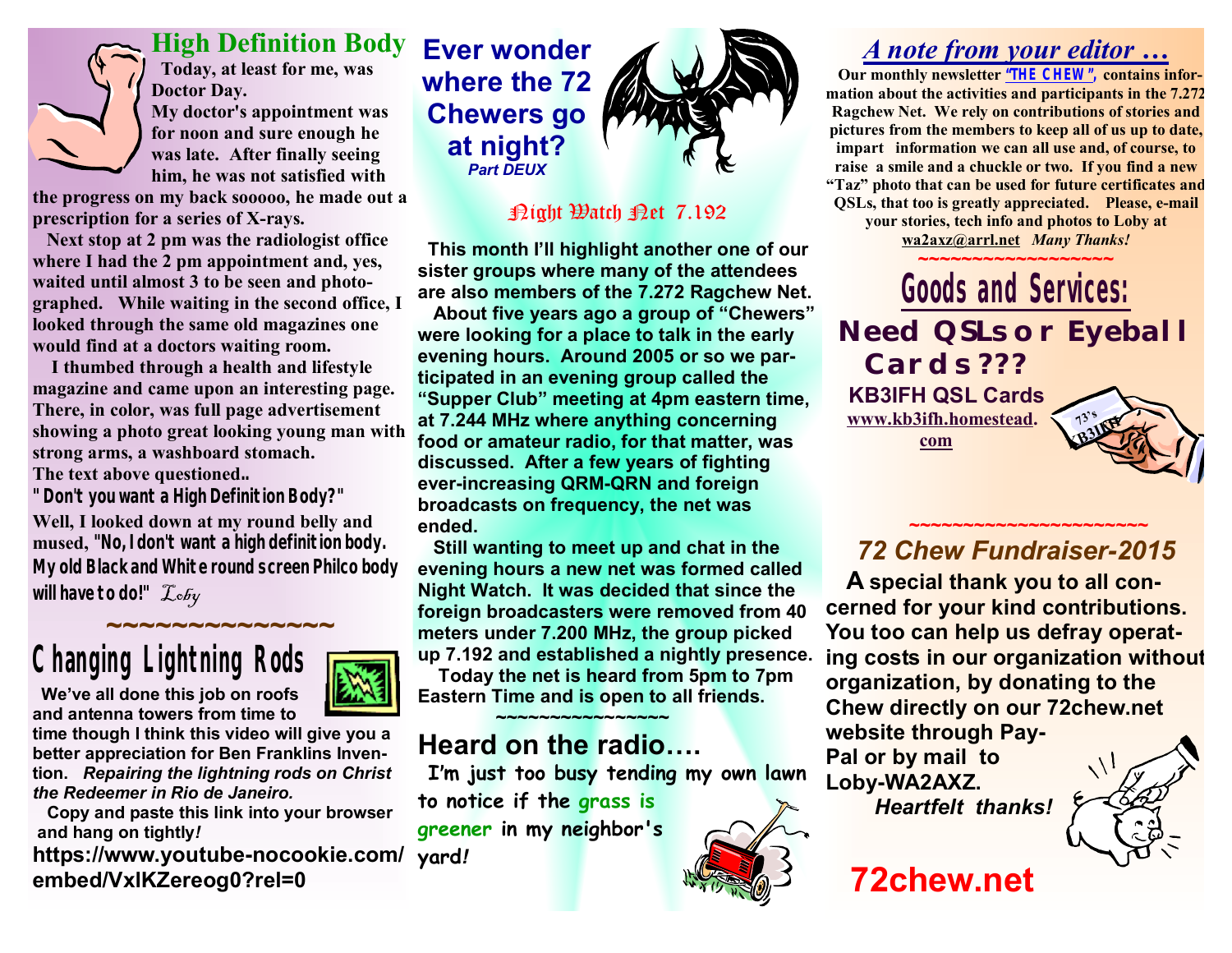## High Definition Body

Today, at least for me, was Doctor Day.

My doctor's appointment was for noon and sure enough he was late. After finally seeing him, he was not satisfied with the progress on my back sooooo, he made out a prescription for a series of X-rays.

Next stop at 2 pm was the radiologist office where I had the 2 pm appointment and, yes, waited until almost 3 to be seen and photographed. While waiting in the second office, I looked through the same old magazines one would find at a doctors waiting room.

I thumbed through a health and lifestyle magazine and came upon an interesting page. There, in color, was full page advertisement showing a photo great looking young man with strong arms, a washboard stomach.

The text above questioned..

"Don't you want a High Definition Body?"

Well, I looked down at my round belly and mused, "No, I don't want a high definition body. My old Black and White round screen Philco body will have to do!" *Loby*

~~~~~~~~~~~~~~~

## Changing Lightning Rods

We've all done this job on roofs and antenna towers from time to time though I think this video will give you a better appreciation for Ben Franklins Invention. *Repairing the lightning rods on Christ the Redeemer in Rio de Janeiro.*

Copy and paste this link into your browser and hang on tightly*!*

**https://www.youtube-nocookie.com/embed/VxlKZereog0?rel=0**

## Ever wonder where the 72 Chewers go at night?

*Part DEUX*

### Night Watch Net 7.192

This month I'll highlight another one of our sister groups where many of the attendees are also members of the 7.272 Ragchew Net.

About five years ago a group of "Chewers" were looking for a place to talk in the early evening hours. Around 2005 or so we participated in an evening group called the "Supper Club" meeting at 4pm eastern time, at 7.244 MHz where anything concerning food or amateur radio, for that matter, was discussed. After a few years of fighting ever-increasing QRM-QRN and foreign broadcasts on frequency, the net was ended.

Still wanting to meet up and chat in the evening hours a new net was formed called Night Watch. It was decided that since the foreign broadcasters were removed from 40 meters under 7.200 MHz, the group picked up 7.192 and established a nightly presence.

Today the net is heard from 5pm to 7pm Eastern Time and is open to all friends.

~~~~~~~~~~~~~~~~

## Heard on the radio….

I'm just too busy tending my own lawn to notice if the grass is greener in my neighbor's yard*!*

## *A note from your editor …*

**Our monthly newsletter "THE CHEW", contains information about the activities and participants in the 7.272 Ragchew Net. We rely on contributions of stories and pictures from the members to keep all of us up to date, impart information we can all use and, of course, to raise a smile and a chuckle or two. If you find a new "Taz" photo that can be used for future certificates and QSLs, that too is greatly appreciated. Please, e-mail your stories, tech info and photos to Loby at wa2axz@arrl.net** *Many Thanks!*

~~~~~~~~~~~~~~~~~~

## Goods and Services:

**Need QSLs or Eyeball Cards???**

**KB3IFH QSL Cards**

**www.kb3ifh.homestead.com**

~~~~~~~~~~~~~~~~~~~~~~

## *72 Chew Fundraiser-2015*

**A special thank you to all concerned for your kind contributions. You too can help us defray operating costs in our organization without organization, by donating to the Chew directly on our 72chew.net website through PayPal or by mail to Loby-WA2AXZ.**

***Heartfelt thanks!***

**72chew.net**